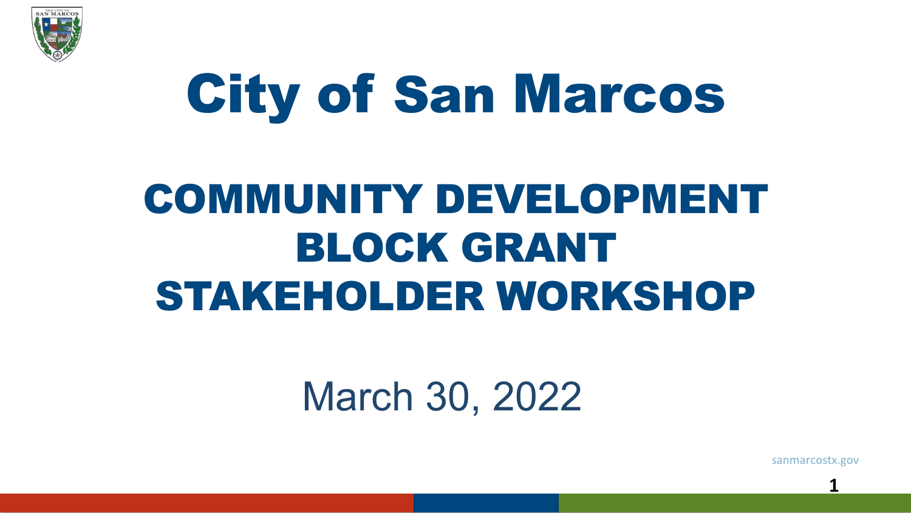# City of San Marcos

## COMMUNITY DEVELOPMENT BLOCK GRANT STAKEHOLDER WORKSHOP

March 30, 2022

sanmarcostx.gov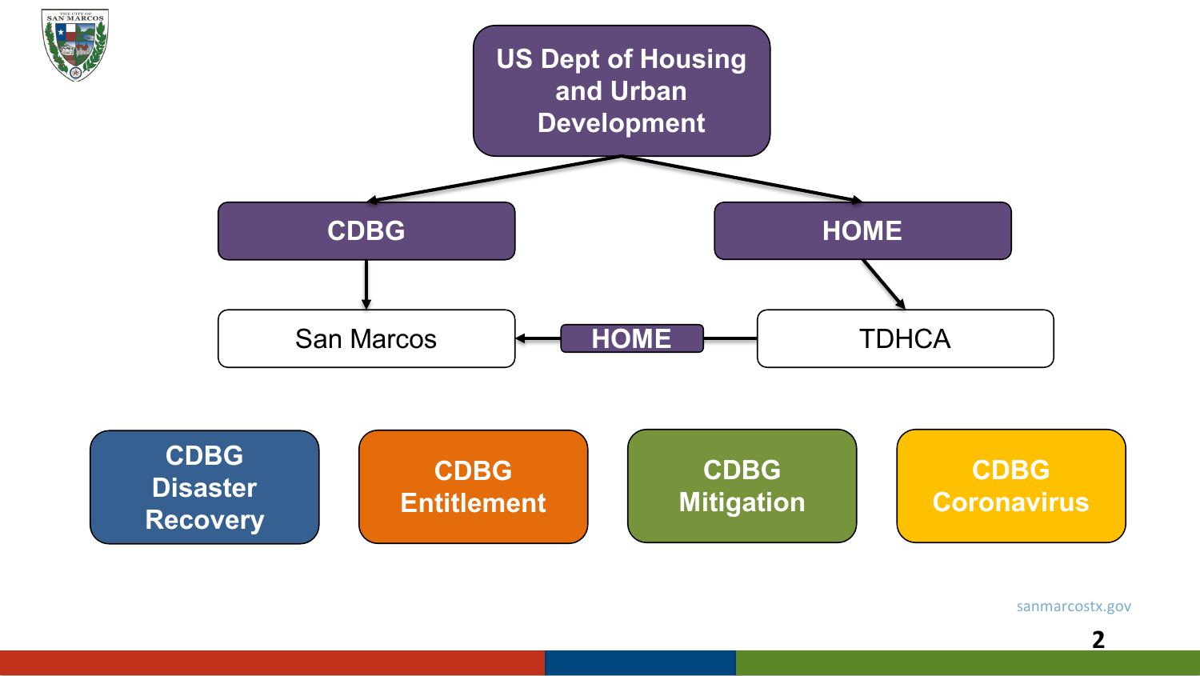US Dept of Housing and Urban Development

- CDBG
  - San Marcos
- HOME
  - TDHCA
    - HOME → San Marcos

CDBG Disaster Recovery

CDBG Entitlement

CDBG Mitigation

CDBG Coronavirus

sanmarcostx.gov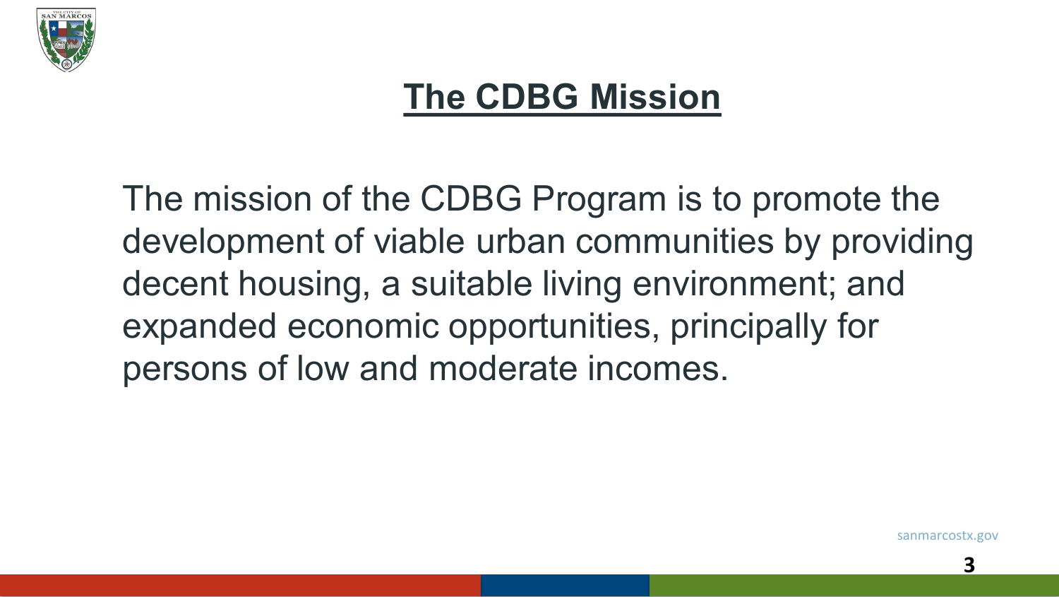# The CDBG Mission

The mission of the CDBG Program is to promote the development of viable urban communities by providing decent housing, a suitable living environment; and expanded economic opportunities, principally for persons of low and moderate incomes.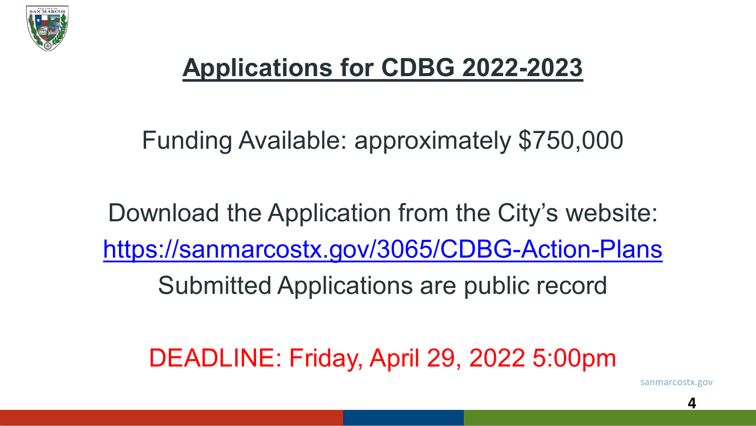# Applications for CDBG 2022-2023

Funding Available: approximately $750,000

Download the Application from the City's website:

https://sanmarcostx.gov/3065/CDBG-Action-Plans

Submitted Applications are public record

DEADLINE: Friday, April 29, 2022 5:00pm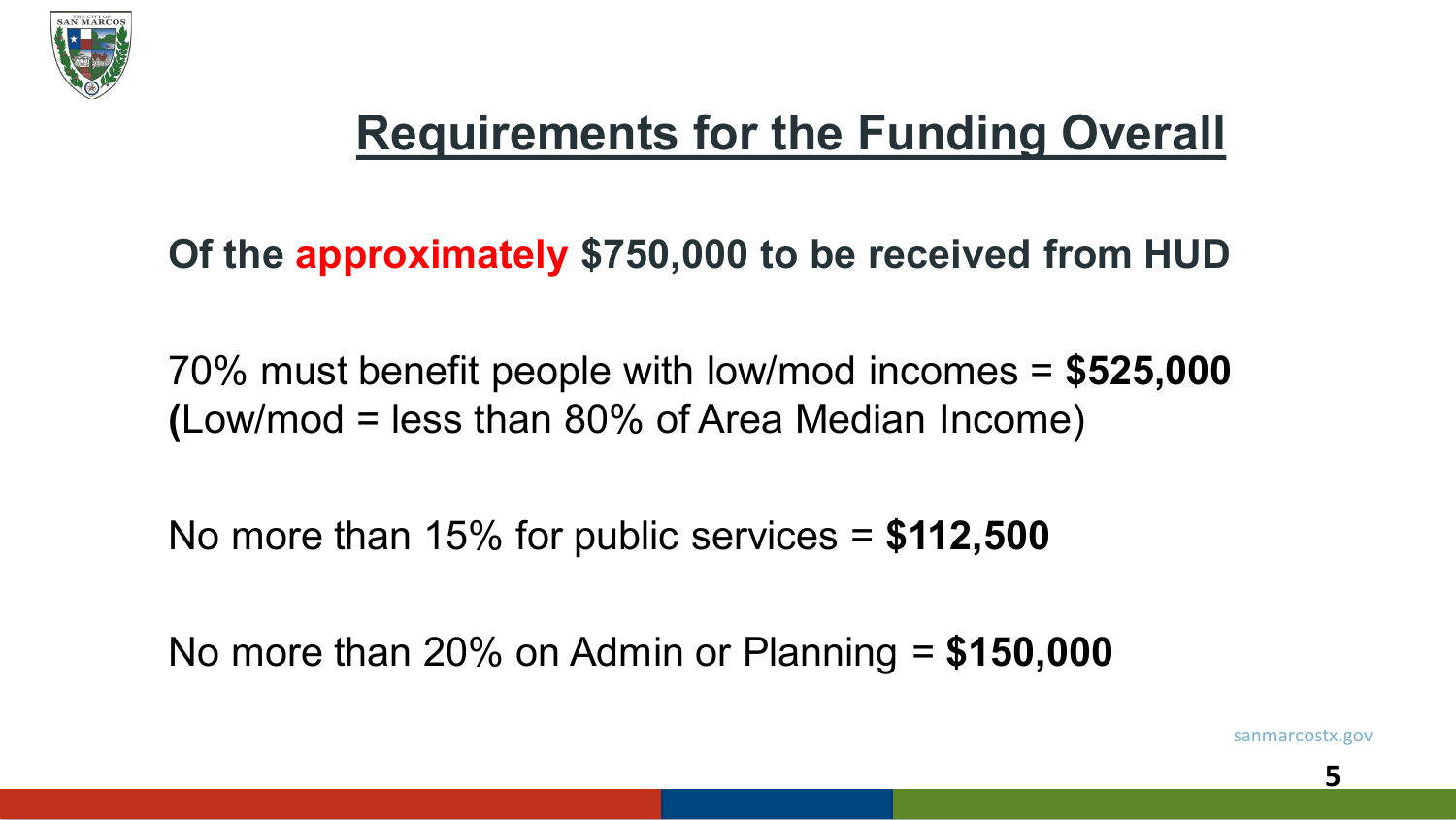## Requirements for the Funding Overall

**Of the approximately $750,000 to be received from HUD**

70% must benefit people with low/mod incomes = **$525,000**
**(**Low/mod = less than 80% of Area Median Income)

No more than 15% for public services = **$112,500**

No more than 20% on Admin or Planning = **$150,000**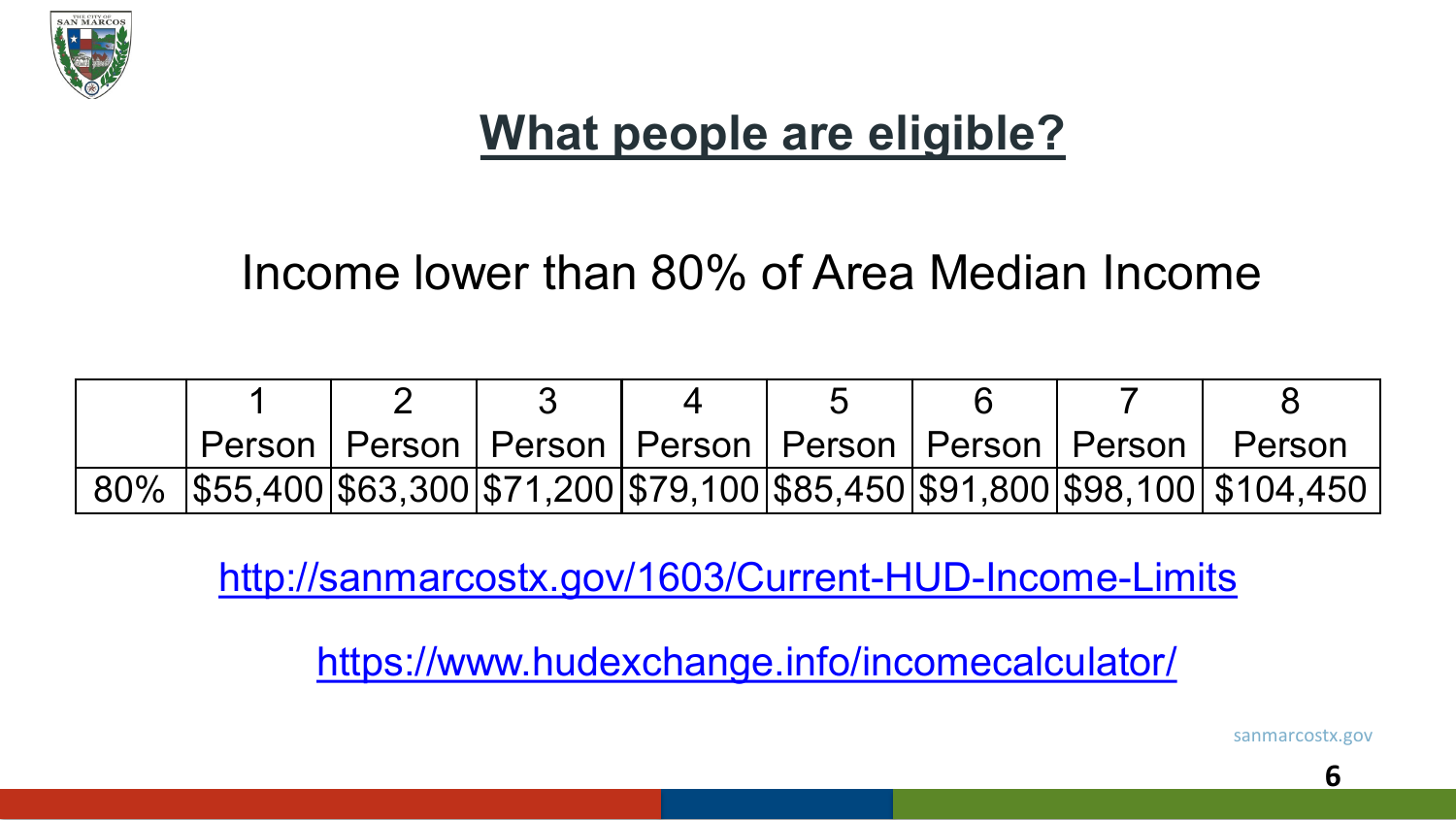## What people are eligible?

Income lower than 80% of Area Median Income

| | 1 Person | 2 Person | 3 Person | 4 Person | 5 Person | 6 Person | 7 Person | 8 Person |
|---|---|---|---|---|---|---|---|---|
| 80% | $55,400 | $63,300 | $71,200 | $79,100 | $85,450 | $91,800 | $98,100 | $104,450 |

http://sanmarcostx.gov/1603/Current-HUD-Income-Limits

https://www.hudexchange.info/incomecalculator/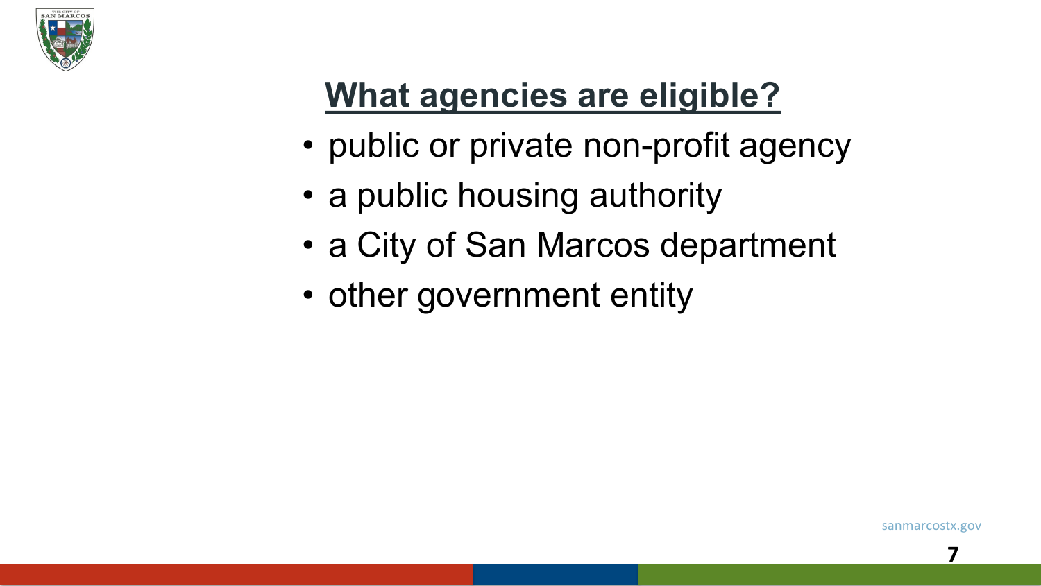## What agencies are eligible?

- public or private non-profit agency
- a public housing authority
- a City of San Marcos department
- other government entity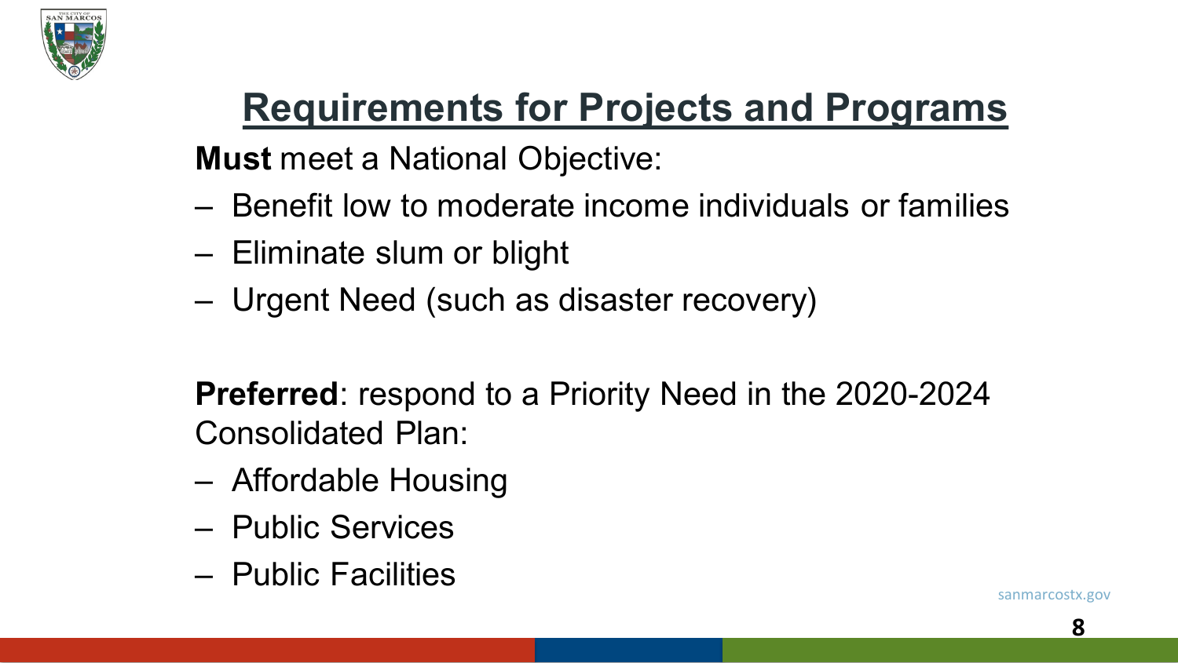# Requirements for Projects and Programs

**Must** meet a National Objective:

- Benefit low to moderate income individuals or families
- Eliminate slum or blight
- Urgent Need (such as disaster recovery)

**Preferred**: respond to a Priority Need in the 2020-2024 Consolidated Plan:

- Affordable Housing
- Public Services
- Public Facilities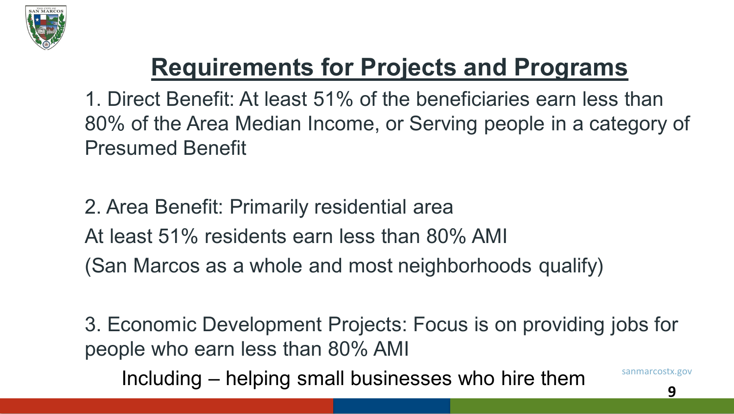# Requirements for Projects and Programs

1. Direct Benefit: At least 51% of the beneficiaries earn less than 80% of the Area Median Income, or Serving people in a category of Presumed Benefit

2. Area Benefit: Primarily residential area
At least 51% residents earn less than 80% AMI
(San Marcos as a whole and most neighborhoods qualify)

3. Economic Development Projects: Focus is on providing jobs for people who earn less than 80% AMI
    Including – helping small businesses who hire them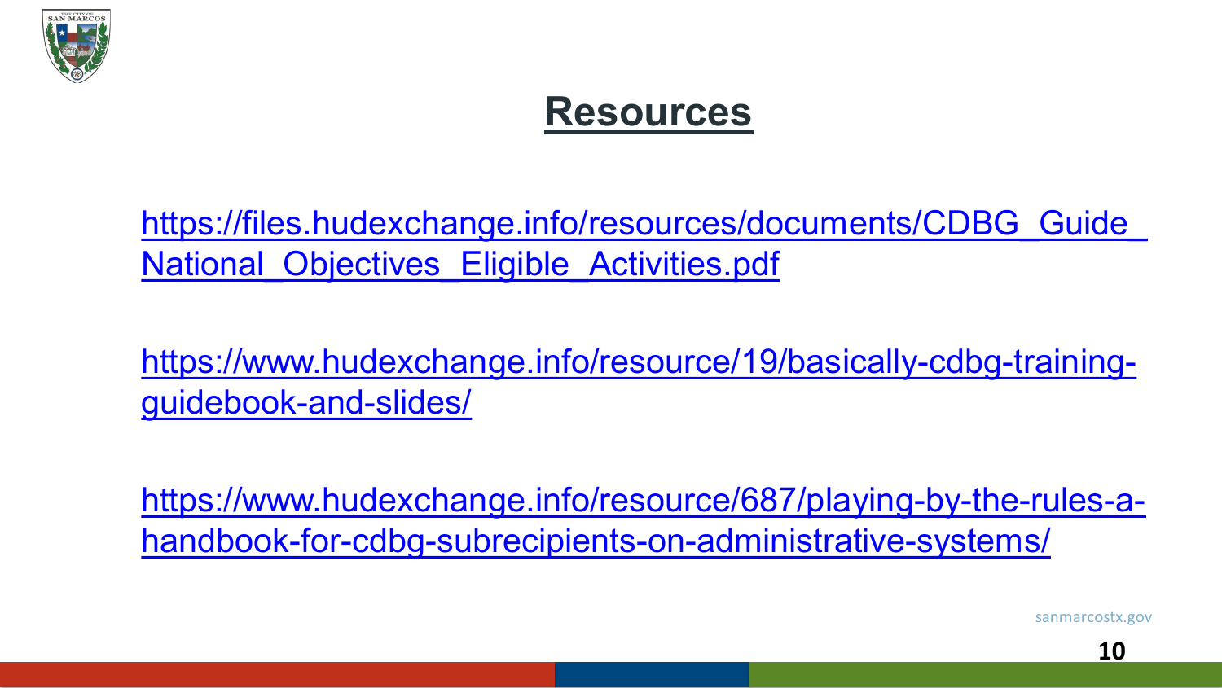# Resources

https://files.hudexchange.info/resources/documents/CDBG_Guide_National_Objectives_Eligible_Activities.pdf

https://www.hudexchange.info/resource/19/basically-cdbg-training-guidebook-and-slides/

https://www.hudexchange.info/resource/687/playing-by-the-rules-a-handbook-for-cdbg-subrecipients-on-administrative-systems/

sanmarcostx.gov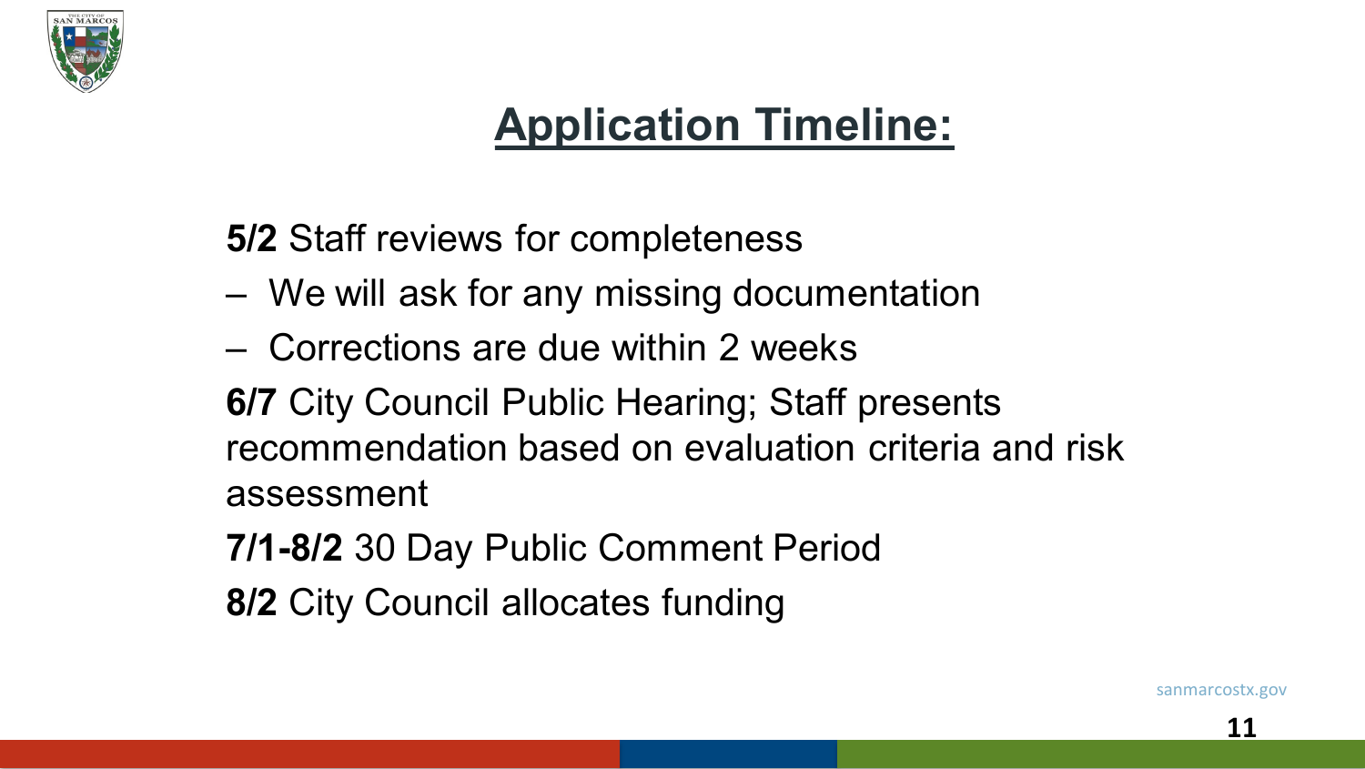## Application Timeline:

**5/2** Staff reviews for completeness

- We will ask for any missing documentation
- Corrections are due within 2 weeks

**6/7** City Council Public Hearing; Staff presents recommendation based on evaluation criteria and risk assessment

**7/1-8/2** 30 Day Public Comment Period

**8/2** City Council allocates funding

sanmarcostx.gov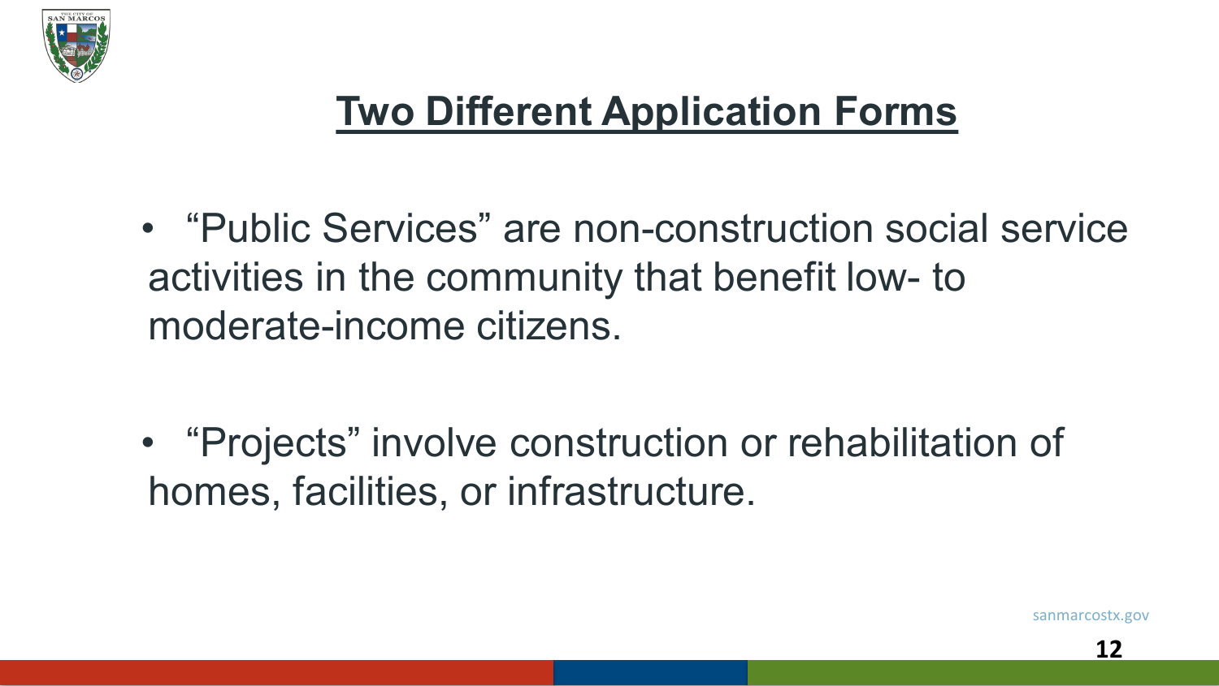# Two Different Application Forms

- "Public Services" are non-construction social service activities in the community that benefit low- to moderate-income citizens.

- "Projects" involve construction or rehabilitation of homes, facilities, or infrastructure.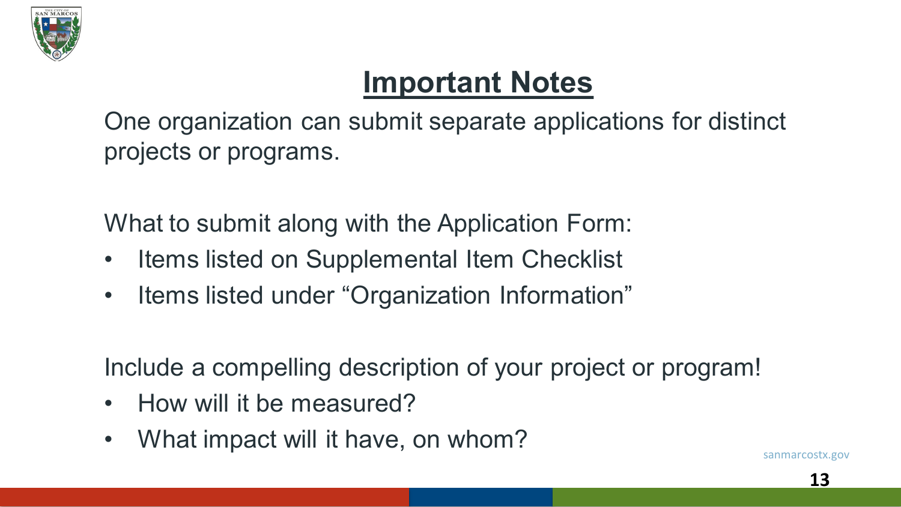# Important Notes

One organization can submit separate applications for distinct projects or programs.

What to submit along with the Application Form:

- Items listed on Supplemental Item Checklist
- Items listed under "Organization Information"

Include a compelling description of your project or program!

- How will it be measured?
- What impact will it have, on whom?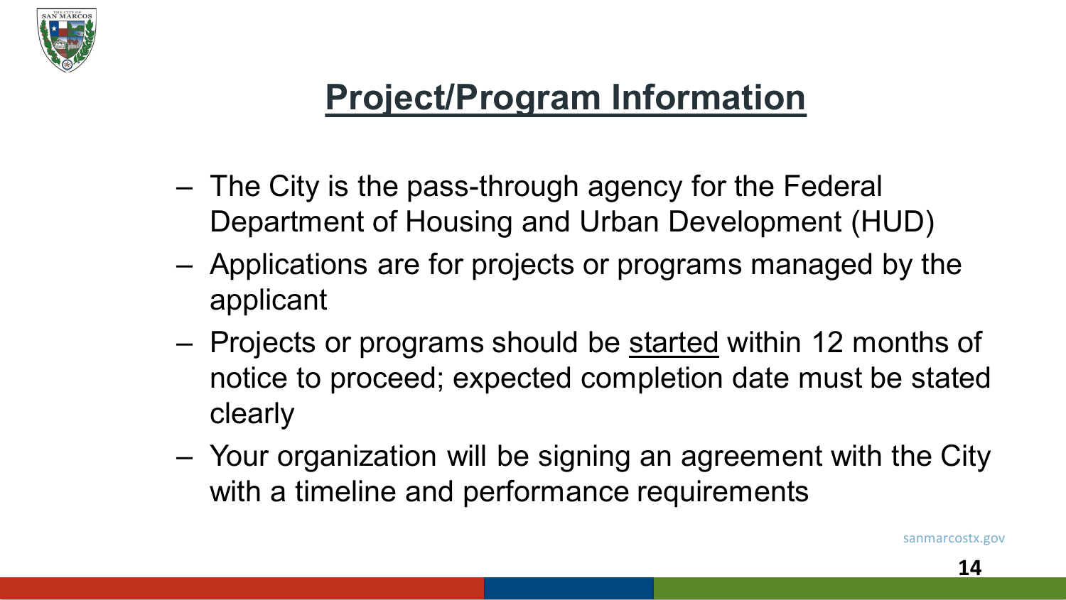# Project/Program Information

- The City is the pass-through agency for the Federal Department of Housing and Urban Development (HUD)
- Applications are for projects or programs managed by the applicant
- Projects or programs should be <u>started</u> within 12 months of notice to proceed; expected completion date must be stated clearly
- Your organization will be signing an agreement with the City with a timeline and performance requirements

sanmarcostx.gov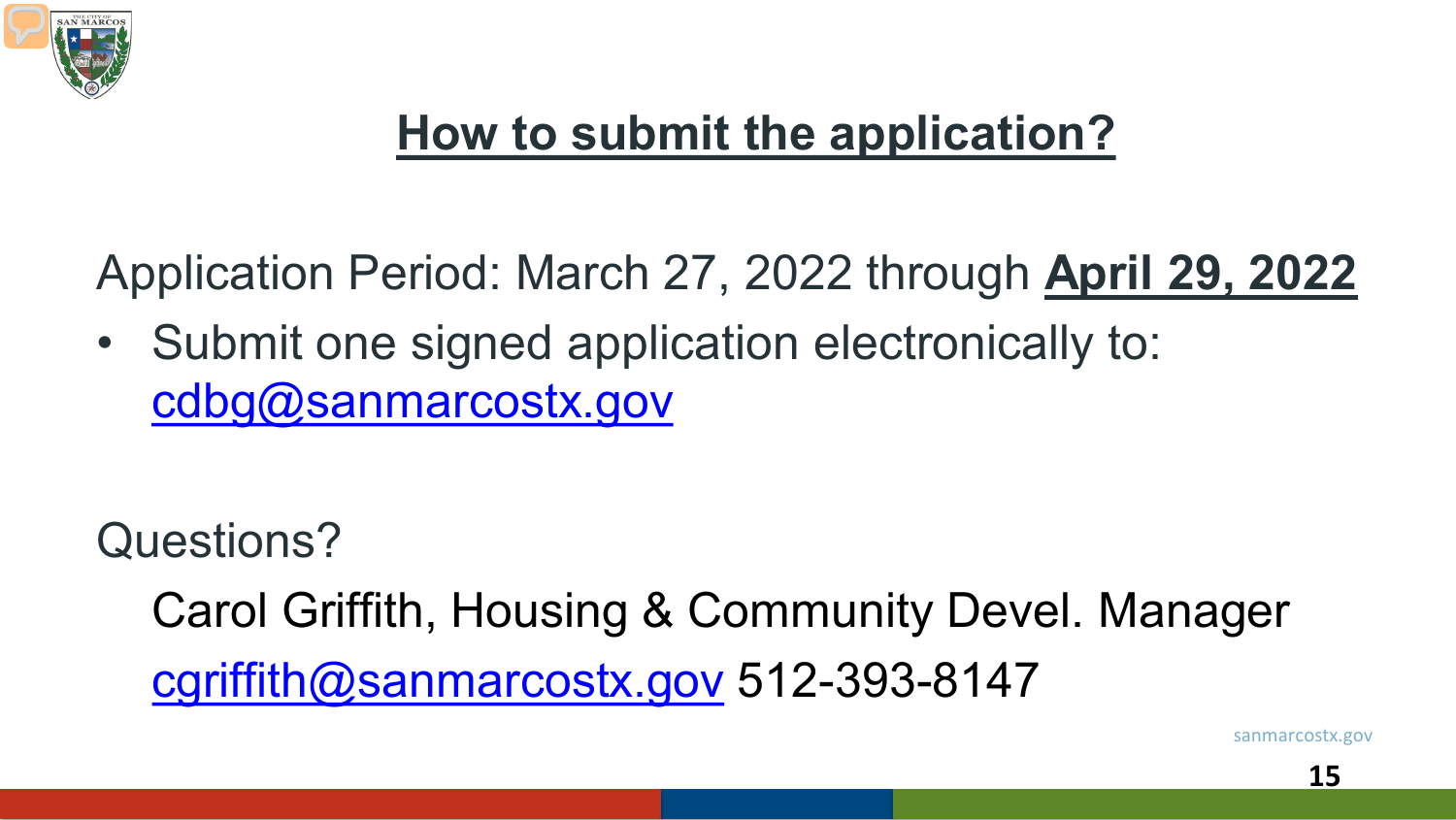## How to submit the application?

Application Period: March 27, 2022 through **April 29, 2022**

- Submit one signed application electronically to: cdbg@sanmarcostx.gov

Questions?

Carol Griffith, Housing & Community Devel. Manager

cgriffith@sanmarcostx.gov 512-393-8147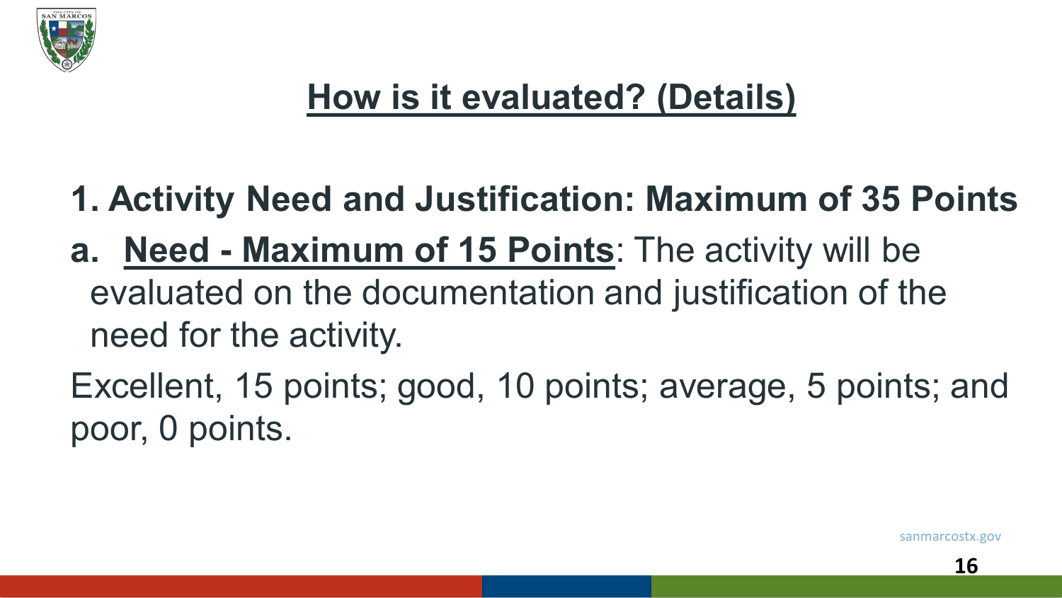# How is it evaluated? (Details)

**1. Activity Need and Justification: Maximum of 35 Points**

**a. Need - Maximum of 15 Points**: The activity will be evaluated on the documentation and justification of the need for the activity.

Excellent, 15 points; good, 10 points; average, 5 points; and poor, 0 points.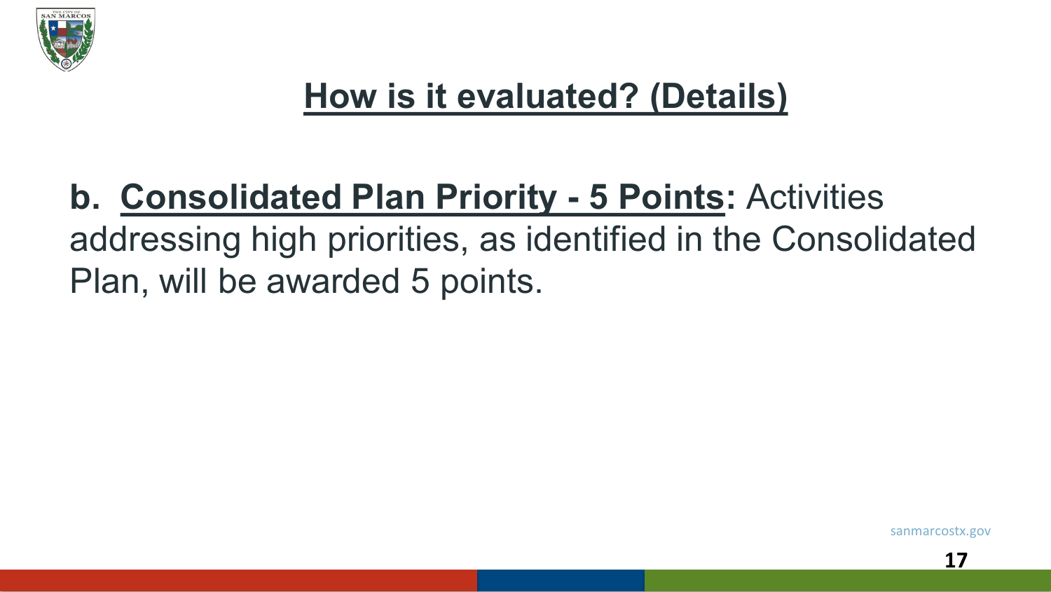# How is it evaluated? (Details)

**b. Consolidated Plan Priority - 5 Points:** Activities addressing high priorities, as identified in the Consolidated Plan, will be awarded 5 points.

sanmarcostx.gov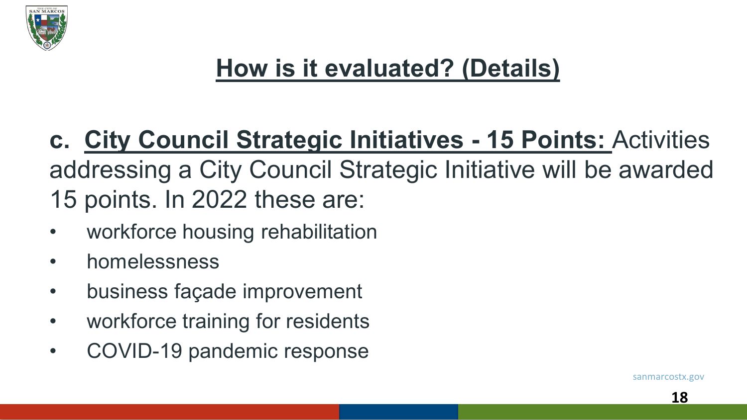# How is it evaluated? (Details)

**c. City Council Strategic Initiatives - 15 Points:** Activities addressing a City Council Strategic Initiative will be awarded 15 points. In 2022 these are:

- workforce housing rehabilitation
- homelessness
- business façade improvement
- workforce training for residents
- COVID-19 pandemic response

sanmarcostx.gov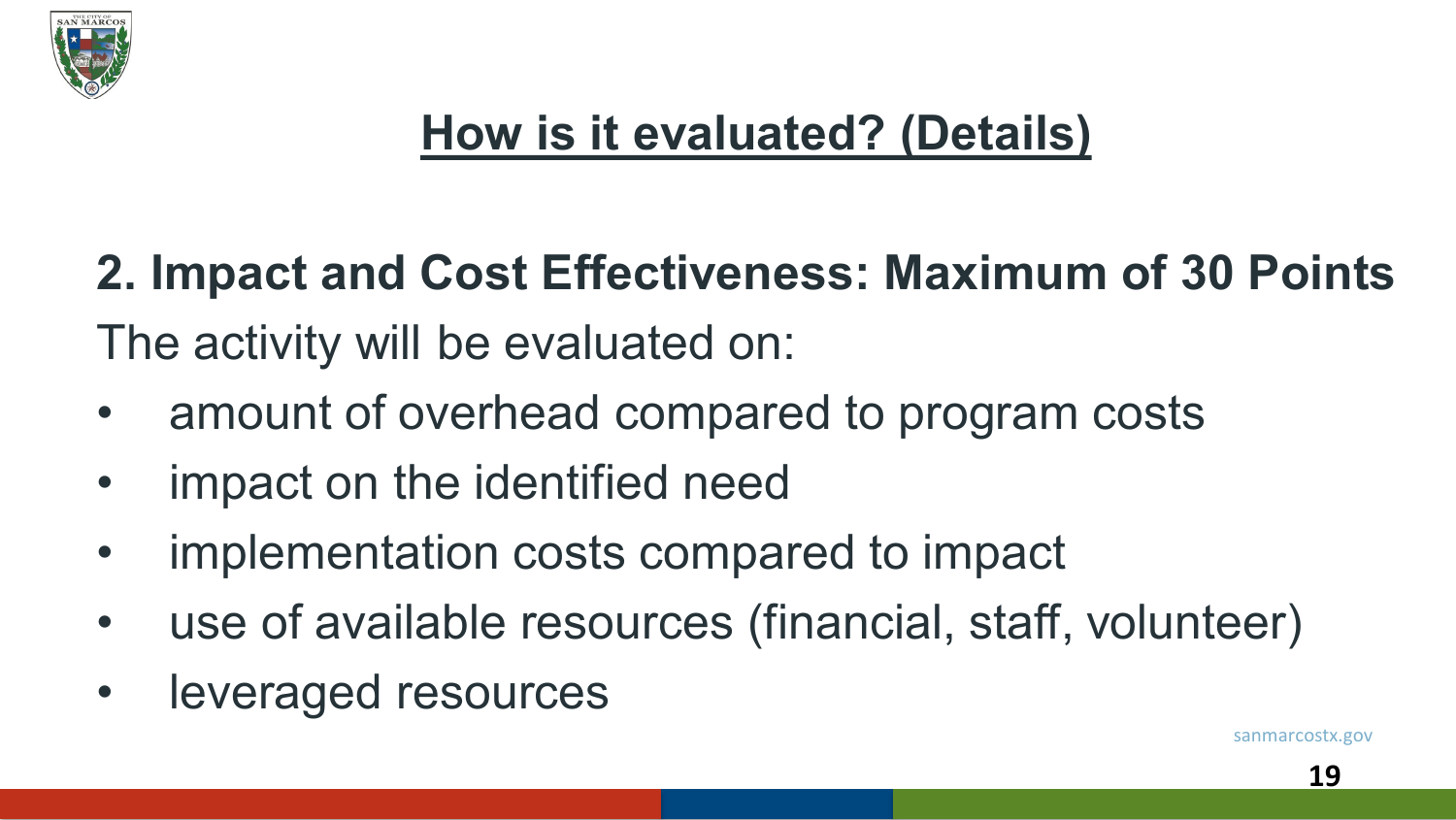# How is it evaluated? (Details)

**2. Impact and Cost Effectiveness: Maximum of 30 Points**

The activity will be evaluated on:

- amount of overhead compared to program costs
- impact on the identified need
- implementation costs compared to impact
- use of available resources (financial, staff, volunteer)
- leveraged resources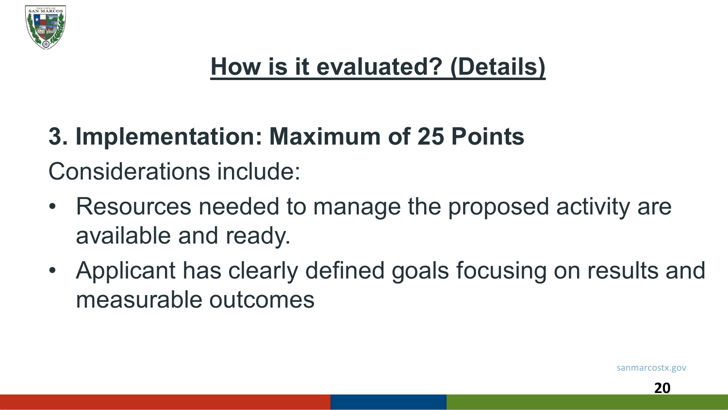# How is it evaluated? (Details)

## 3. Implementation: Maximum of 25 Points

Considerations include:

- Resources needed to manage the proposed activity are available and ready.
- Applicant has clearly defined goals focusing on results and measurable outcomes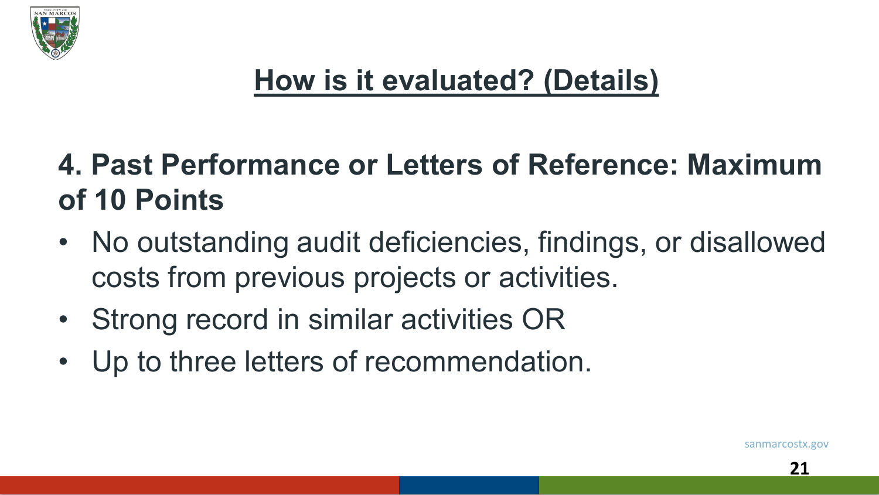# How is it evaluated? (Details)

## 4. Past Performance or Letters of Reference: Maximum of 10 Points

- No outstanding audit deficiencies, findings, or disallowed costs from previous projects or activities.
- Strong record in similar activities OR
- Up to three letters of recommendation.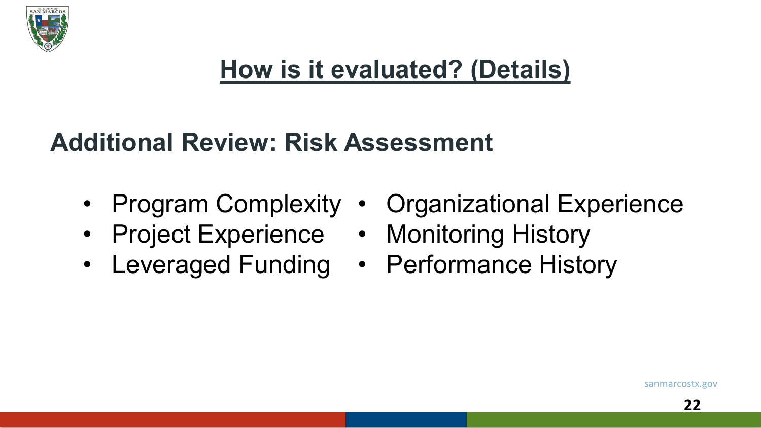# How is it evaluated? (Details)

## Additional Review: Risk Assessment

- Program Complexity
- Project Experience
- Leveraged Funding
- Organizational Experience
- Monitoring History
- Performance History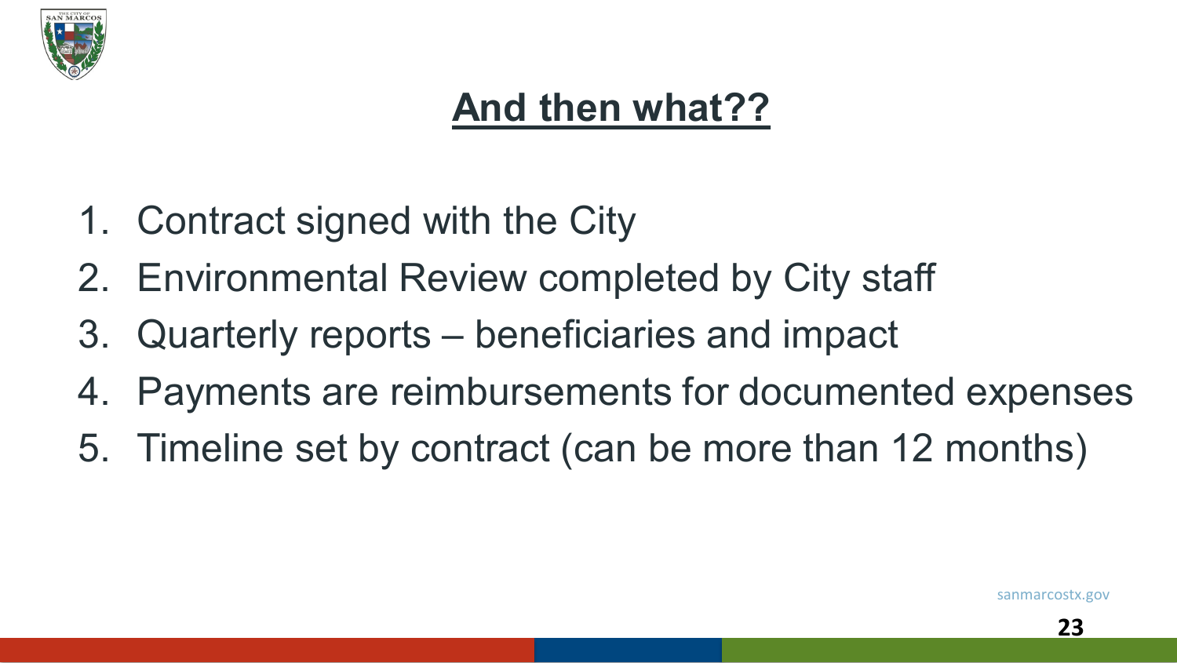# And then what??

1. Contract signed with the City
2. Environmental Review completed by City staff
3. Quarterly reports – beneficiaries and impact
4. Payments are reimbursements for documented expenses
5. Timeline set by contract (can be more than 12 months)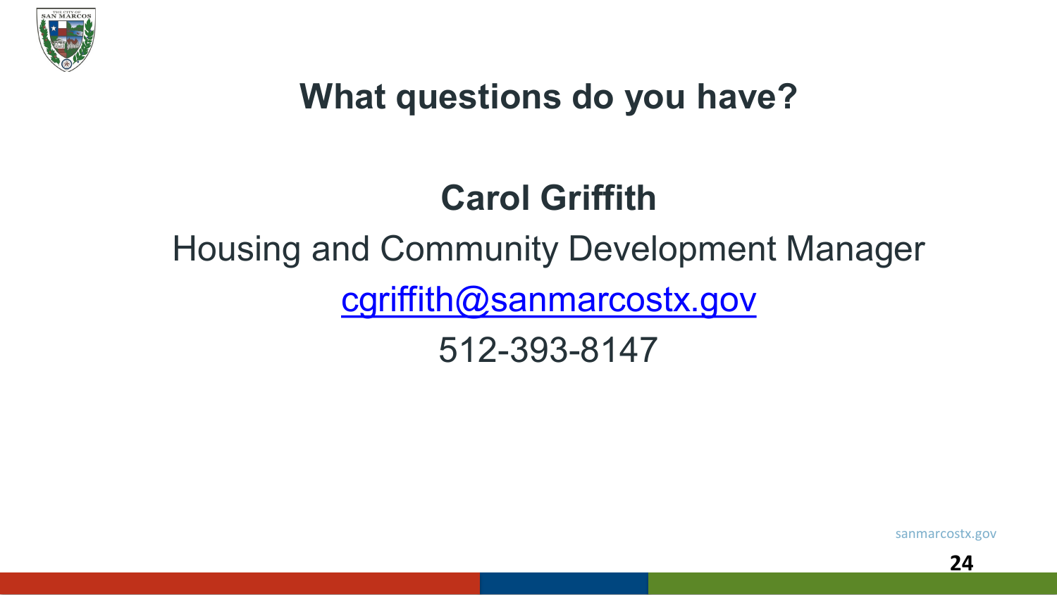# What questions do you have?

**Carol Griffith**

Housing and Community Development Manager

[cgriffith@sanmarcostx.gov](mailto:cgriffith@sanmarcostx.gov)

512-393-8147